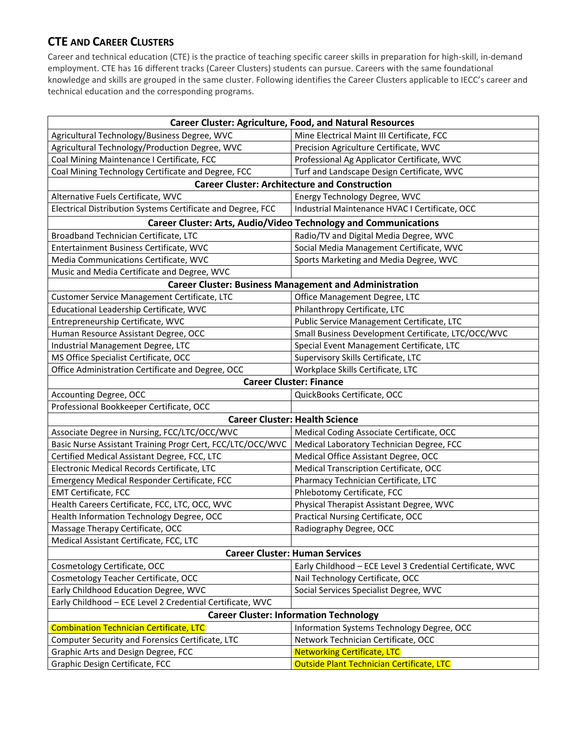## CTE and Career Clusters

Career and technical education (CTE) is the practice of teaching specific career skills in preparation for high-skill, in-demand employment. CTE has 16 different tracks (Career Clusters) students can pursue. Careers with the same foundational knowledge and skills are grouped in the same cluster. Following identifies the Career Clusters applicable to IECC's career and technical education and the corresponding programs.

| Career Cluster: Agriculture, Food, and Natural Resources | |
|---|---|
| Agricultural Technology/Business Degree, WVC | Mine Electrical Maint III Certificate, FCC |
| Agricultural Technology/Production Degree, WVC | Precision Agriculture Certificate, WVC |
| Coal Mining Maintenance I Certificate, FCC | Professional Ag Applicator Certificate, WVC |
| Coal Mining Technology Certificate and Degree, FCC | Turf and Landscape Design Certificate, WVC |
| **Career Cluster: Architecture and Construction** | |
| Alternative Fuels Certificate, WVC | Energy Technology Degree, WVC |
| Electrical Distribution Systems Certificate and Degree, FCC | Industrial Maintenance HVAC I Certificate, OCC |
| **Career Cluster: Arts, Audio/Video Technology and Communications** | |
| Broadband Technician Certificate, LTC | Radio/TV and Digital Media Degree, WVC |
| Entertainment Business Certificate, WVC | Social Media Management Certificate, WVC |
| Media Communications Certificate, WVC | Sports Marketing and Media Degree, WVC |
| Music and Media Certificate and Degree, WVC | |
| **Career Cluster: Business Management and Administration** | |
| Customer Service Management Certificate, LTC | Office Management Degree, LTC |
| Educational Leadership Certificate, WVC | Philanthropy Certificate, LTC |
| Entrepreneurship Certificate, WVC | Public Service Management Certificate, LTC |
| Human Resource Assistant Degree, OCC | Small Business Development Certificate, LTC/OCC/WVC |
| Industrial Management Degree, LTC | Special Event Management Certificate, LTC |
| MS Office Specialist Certificate, OCC | Supervisory Skills Certificate, LTC |
| Office Administration Certificate and Degree, OCC | Workplace Skills Certificate, LTC |
| **Career Cluster: Finance** | |
| Accounting Degree, OCC | QuickBooks Certificate, OCC |
| Professional Bookkeeper Certificate, OCC | |
| **Career Cluster: Health Science** | |
| Associate Degree in Nursing, FCC/LTC/OCC/WVC | Medical Coding Associate Certificate, OCC |
| Basic Nurse Assistant Training Progr Cert, FCC/LTC/OCC/WVC | Medical Laboratory Technician Degree, FCC |
| Certified Medical Assistant Degree, FCC, LTC | Medical Office Assistant Degree, OCC |
| Electronic Medical Records Certificate, LTC | Medical Transcription Certificate, OCC |
| Emergency Medical Responder Certificate, FCC | Pharmacy Technician Certificate, LTC |
| EMT Certificate, FCC | Phlebotomy Certificate, FCC |
| Health Careers Certificate, FCC, LTC, OCC, WVC | Physical Therapist Assistant Degree, WVC |
| Health Information Technology Degree, OCC | Practical Nursing Certificate, OCC |
| Massage Therapy Certificate, OCC | Radiography Degree, OCC |
| Medical Assistant Certificate, FCC, LTC | |
| **Career Cluster: Human Services** | |
| Cosmetology Certificate, OCC | Early Childhood – ECE Level 3 Credential Certificate, WVC |
| Cosmetology Teacher Certificate, OCC | Nail Technology Certificate, OCC |
| Early Childhood Education Degree, WVC | Social Services Specialist Degree, WVC |
| Early Childhood – ECE Level 2 Credential Certificate, WVC | |
| **Career Cluster: Information Technology** | |
| Combination Technician Certificate, LTC | Information Systems Technology Degree, OCC |
| Computer Security and Forensics Certificate, LTC | Network Technician Certificate, OCC |
| Graphic Arts and Design Degree, FCC | Networking Certificate, LTC |
| Graphic Design Certificate, FCC | Outside Plant Technician Certificate, LTC |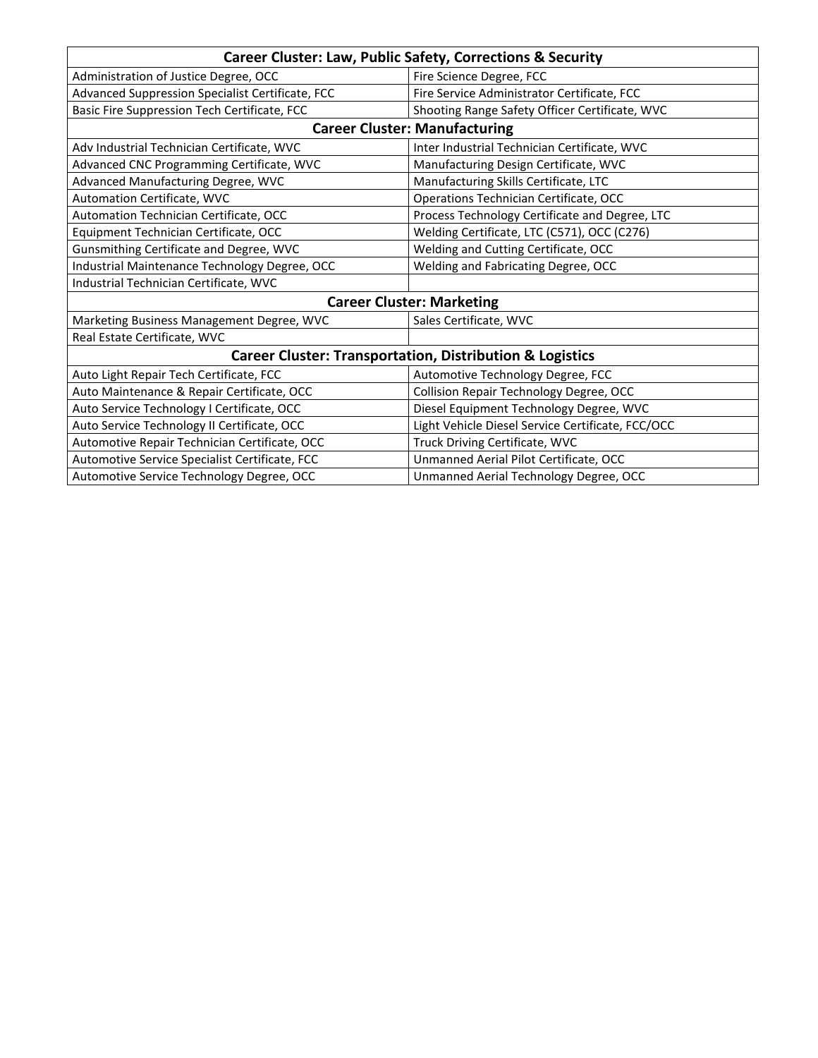| Career Cluster: Law, Public Safety, Corrections & Security | |
|---|---|
| Administration of Justice Degree, OCC | Fire Science Degree, FCC |
| Advanced Suppression Specialist Certificate, FCC | Fire Service Administrator Certificate, FCC |
| Basic Fire Suppression Tech Certificate, FCC | Shooting Range Safety Officer Certificate, WVC |
| **Career Cluster: Manufacturing** | |
| Adv Industrial Technician Certificate, WVC | Inter Industrial Technician Certificate, WVC |
| Advanced CNC Programming Certificate, WVC | Manufacturing Design Certificate, WVC |
| Advanced Manufacturing Degree, WVC | Manufacturing Skills Certificate, LTC |
| Automation Certificate, WVC | Operations Technician Certificate, OCC |
| Automation Technician Certificate, OCC | Process Technology Certificate and Degree, LTC |
| Equipment Technician Certificate, OCC | Welding Certificate, LTC (C571), OCC (C276) |
| Gunsmithing Certificate and Degree, WVC | Welding and Cutting Certificate, OCC |
| Industrial Maintenance Technology Degree, OCC | Welding and Fabricating Degree, OCC |
| Industrial Technician Certificate, WVC | |
| **Career Cluster: Marketing** | |
| Marketing Business Management Degree, WVC | Sales Certificate, WVC |
| Real Estate Certificate, WVC | |
| **Career Cluster: Transportation, Distribution & Logistics** | |
| Auto Light Repair Tech Certificate, FCC | Automotive Technology Degree, FCC |
| Auto Maintenance & Repair Certificate, OCC | Collision Repair Technology Degree, OCC |
| Auto Service Technology I Certificate, OCC | Diesel Equipment Technology Degree, WVC |
| Auto Service Technology II Certificate, OCC | Light Vehicle Diesel Service Certificate, FCC/OCC |
| Automotive Repair Technician Certificate, OCC | Truck Driving Certificate, WVC |
| Automotive Service Specialist Certificate, FCC | Unmanned Aerial Pilot Certificate, OCC |
| Automotive Service Technology Degree, OCC | Unmanned Aerial Technology Degree, OCC |